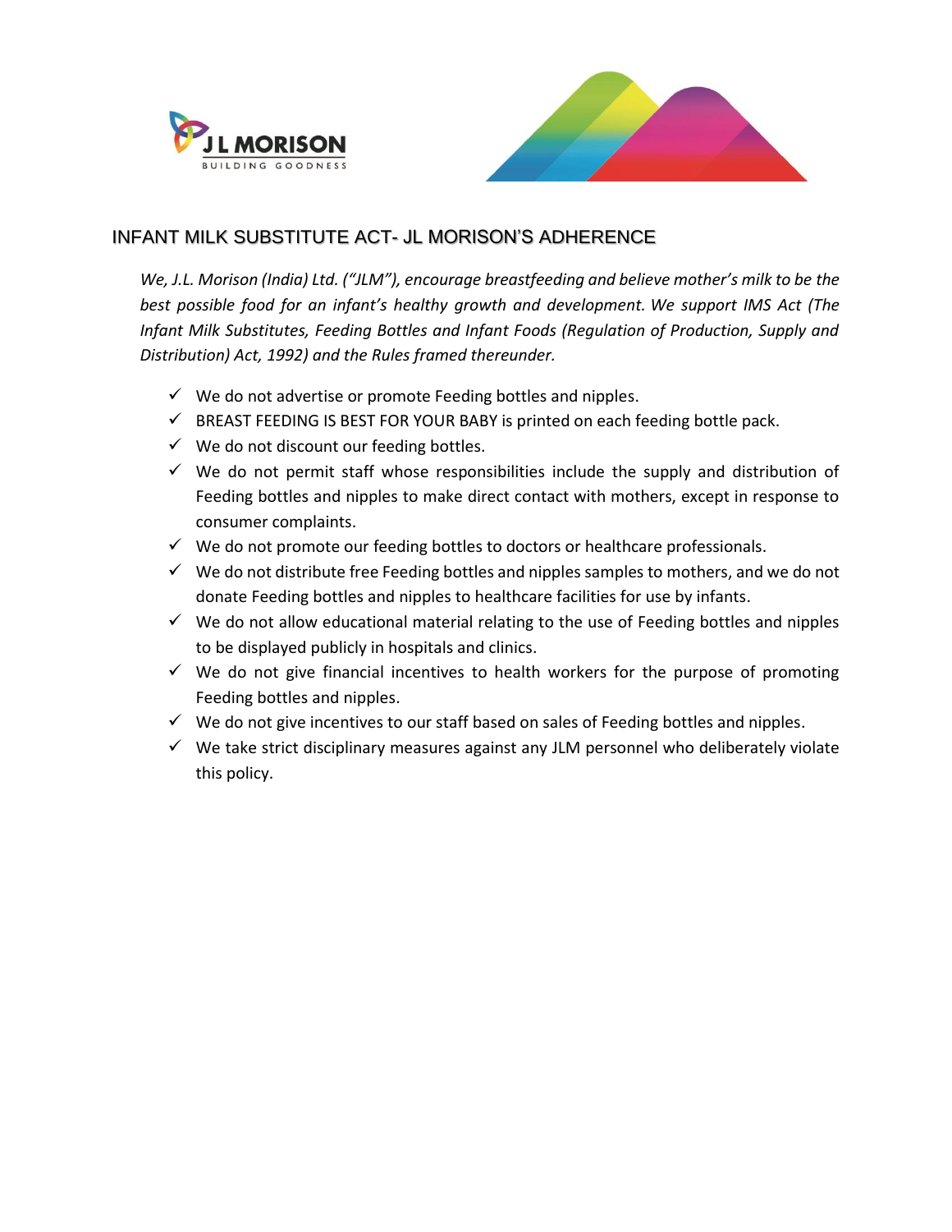## INFANT MILK SUBSTITUTE ACT- JL MORISON'S ADHERENCE

*We, J.L. Morison (India) Ltd. ("JLM"), encourage breastfeeding and believe mother's milk to be the best possible food for an infant's healthy growth and development. We support IMS Act (The Infant Milk Substitutes, Feeding Bottles and Infant Foods (Regulation of Production, Supply and Distribution) Act, 1992) and the Rules framed thereunder.*

- ✓ We do not advertise or promote Feeding bottles and nipples.
- ✓ BREAST FEEDING IS BEST FOR YOUR BABY is printed on each feeding bottle pack.
- ✓ We do not discount our feeding bottles.
- ✓ We do not permit staff whose responsibilities include the supply and distribution of Feeding bottles and nipples to make direct contact with mothers, except in response to consumer complaints.
- ✓ We do not promote our feeding bottles to doctors or healthcare professionals.
- ✓ We do not distribute free Feeding bottles and nipples samples to mothers, and we do not donate Feeding bottles and nipples to healthcare facilities for use by infants.
- ✓ We do not allow educational material relating to the use of Feeding bottles and nipples to be displayed publicly in hospitals and clinics.
- ✓ We do not give financial incentives to health workers for the purpose of promoting Feeding bottles and nipples.
- ✓ We do not give incentives to our staff based on sales of Feeding bottles and nipples.
- ✓ We take strict disciplinary measures against any JLM personnel who deliberately violate this policy.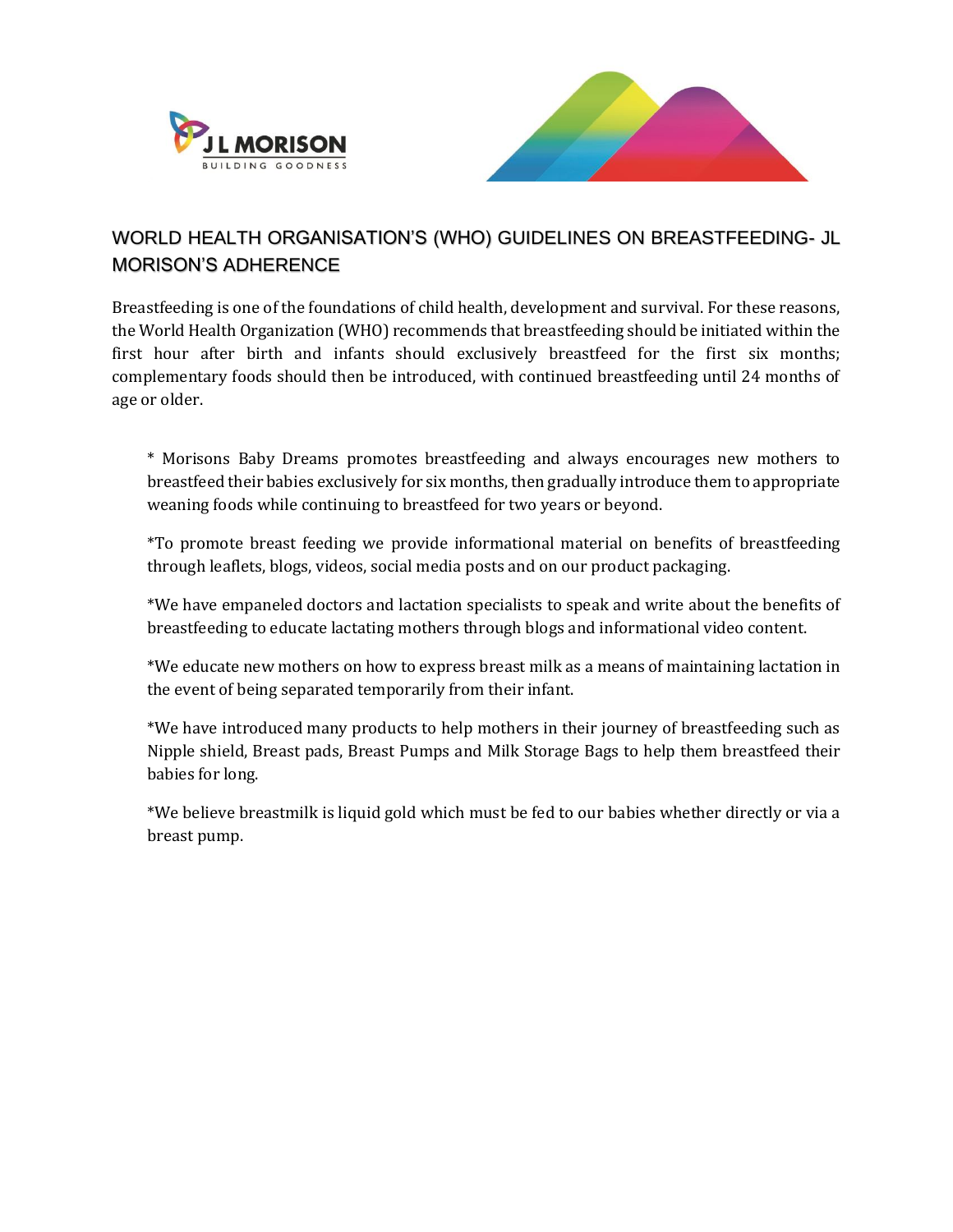## WORLD HEALTH ORGANISATION'S (WHO) GUIDELINES ON BREASTFEEDING- JL MORISON'S ADHERENCE

Breastfeeding is one of the foundations of child health, development and survival. For these reasons, the World Health Organization (WHO) recommends that breastfeeding should be initiated within the first hour after birth and infants should exclusively breastfeed for the first six months; complementary foods should then be introduced, with continued breastfeeding until 24 months of age or older.

* Morisons Baby Dreams promotes breastfeeding and always encourages new mothers to breastfeed their babies exclusively for six months, then gradually introduce them to appropriate weaning foods while continuing to breastfeed for two years or beyond.

*To promote breast feeding we provide informational material on benefits of breastfeeding through leaflets, blogs, videos, social media posts and on our product packaging.

*We have empaneled doctors and lactation specialists to speak and write about the benefits of breastfeeding to educate lactating mothers through blogs and informational video content.

*We educate new mothers on how to express breast milk as a means of maintaining lactation in the event of being separated temporarily from their infant.

*We have introduced many products to help mothers in their journey of breastfeeding such as Nipple shield, Breast pads, Breast Pumps and Milk Storage Bags to help them breastfeed their babies for long.

*We believe breastmilk is liquid gold which must be fed to our babies whether directly or via a breast pump.